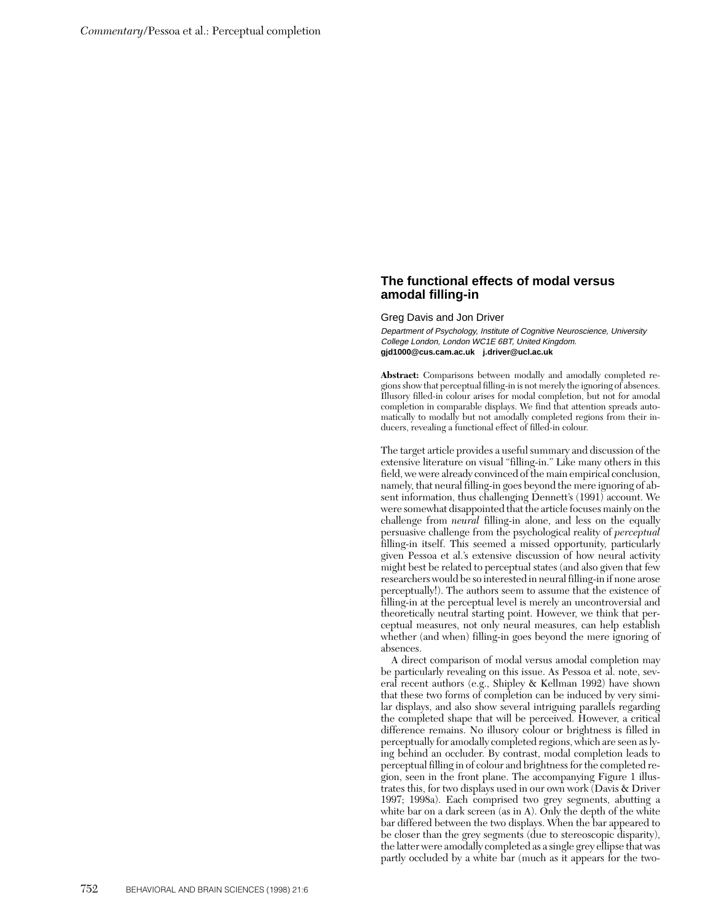## The functional effects of modal versus amodal filling-in

Greg Davis and Jon Driver

*Department of Psychology, Institute of Cognitive Neuroscience, University College London, London WC1E 6BT, United Kingdom.*
**gjd1000@cus.cam.ac.uk j.driver@ucl.ac.uk**

**Abstract:** Comparisons between modally and amodally completed regions show that perceptual filling-in is not merely the ignoring of absences. Illusory filled-in colour arises for modal completion, but not for amodal completion in comparable displays. We find that attention spreads automatically to modally but not amodally completed regions from their inducers, revealing a functional effect of filled-in colour.

The target article provides a useful summary and discussion of the extensive literature on visual "filling-in." Like many others in this field, we were already convinced of the main empirical conclusion, namely, that neural filling-in goes beyond the mere ignoring of absent information, thus challenging Dennett's (1991) account. We were somewhat disappointed that the article focuses mainly on the challenge from *neural* filling-in alone, and less on the equally persuasive challenge from the psychological reality of *perceptual* filling-in itself. This seemed a missed opportunity, particularly given Pessoa et al.'s extensive discussion of how neural activity might best be related to perceptual states (and also given that few researchers would be so interested in neural filling-in if none arose perceptually!). The authors seem to assume that the existence of filling-in at the perceptual level is merely an uncontroversial and theoretically neutral starting point. However, we think that perceptual measures, not only neural measures, can help establish whether (and when) filling-in goes beyond the mere ignoring of absences.

A direct comparison of modal versus amodal completion may be particularly revealing on this issue. As Pessoa et al. note, several recent authors (e.g., Shipley & Kellman 1992) have shown that these two forms of completion can be induced by very similar displays, and also show several intriguing parallels regarding the completed shape that will be perceived. However, a critical difference remains. No illusory colour or brightness is filled in perceptually for amodally completed regions, which are seen as lying behind an occluder. By contrast, modal completion leads to perceptual filling in of colour and brightness for the completed region, seen in the front plane. The accompanying Figure 1 illustrates this, for two displays used in our own work (Davis & Driver 1997; 1998a). Each comprised two grey segments, abutting a white bar on a dark screen (as in A). Only the depth of the white bar differed between the two displays. When the bar appeared to be closer than the grey segments (due to stereoscopic disparity), the latter were amodally completed as a single grey ellipse that was partly occluded by a white bar (much as it appears for the two-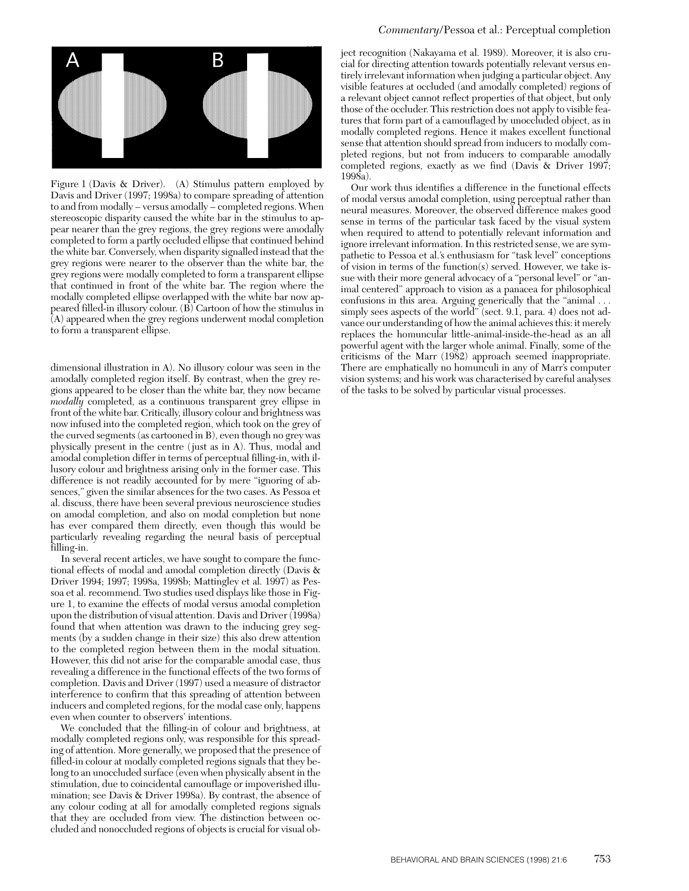Figure 1 (Davis & Driver). (A) Stimulus pattern employed by Davis and Driver (1997; 1998a) to compare spreading of attention to and from modally – versus amodally – completed regions. When stereoscopic disparity caused the white bar in the stimulus to appear nearer than the grey regions, the grey regions were amodally completed to form a partly occluded ellipse that continued behind the white bar. Conversely, when disparity signalled instead that the grey regions were nearer to the observer than the white bar, the grey regions were modally completed to form a transparent ellipse that continued in front of the white bar. The region where the modally completed ellipse overlapped with the white bar now appeared filled-in illusory colour. (B) Cartoon of how the stimulus in (A) appeared when the grey regions underwent modal completion to form a transparent ellipse.

dimensional illustration in A). No illusory colour was seen in the amodally completed region itself. By contrast, when the grey regions appeared to be closer than the white bar, they now became *modally* completed, as a continuous transparent grey ellipse in front of the white bar. Critically, illusory colour and brightness was now infused into the completed region, which took on the grey of the curved segments (as cartooned in B), even though no grey was physically present in the centre (just as in A). Thus, modal and amodal completion differ in terms of perceptual filling-in, with illusory colour and brightness arising only in the former case. This difference is not readily accounted for by mere "ignoring of absences," given the similar absences for the two cases. As Pessoa et al. discuss, there have been several previous neuroscience studies on amodal completion, and also on modal completion but none has ever compared them directly, even though this would be particularly revealing regarding the neural basis of perceptual filling-in.

In several recent articles, we have sought to compare the functional effects of modal and amodal completion directly (Davis & Driver 1994; 1997; 1998a, 1998b; Mattingley et al. 1997) as Pessoa et al. recommend. Two studies used displays like those in Figure 1, to examine the effects of modal versus amodal completion upon the distribution of visual attention. Davis and Driver (1998a) found that when attention was drawn to the inducing grey segments (by a sudden change in their size) this also drew attention to the completed region between them in the modal situation. However, this did not arise for the comparable amodal case, thus revealing a difference in the functional effects of the two forms of completion. Davis and Driver (1997) used a measure of distractor interference to confirm that this spreading of attention between inducers and completed regions, for the modal case only, happens even when counter to observers' intentions.

We concluded that the filling-in of colour and brightness, at modally completed regions only, was responsible for this spreading of attention. More generally, we proposed that the presence of filled-in colour at modally completed regions signals that they belong to an unoccluded surface (even when physically absent in the stimulation, due to coincidental camouflage or impoverished illumination; see Davis & Driver 1998a). By contrast, the absence of any colour coding at all for amodally completed regions signals that they are occluded from view. The distinction between occluded and nonoccluded regions of objects is crucial for visual object recognition (Nakayama et al. 1989). Moreover, it is also crucial for directing attention towards potentially relevant versus entirely irrelevant information when judging a particular object. Any visible features at occluded (and amodally completed) regions of a relevant object cannot reflect properties of that object, but only those of the occluder. This restriction does not apply to visible features that form part of a camouflaged by unoccluded object, as in modally completed regions. Hence it makes excellent functional sense that attention should spread from inducers to modally completed regions, but not from inducers to comparable amodally completed regions, exactly as we find (Davis & Driver 1997; 1998a).

Our work thus identifies a difference in the functional effects of modal versus amodal completion, using perceptual rather than neural measures. Moreover, the observed difference makes good sense in terms of the particular task faced by the visual system when required to attend to potentially relevant information and ignore irrelevant information. In this restricted sense, we are sympathetic to Pessoa et al.'s enthusiasm for "task level" conceptions of vision in terms of the function(s) served. However, we take issue with their more general advocacy of a "personal level" or "animal centered" approach to vision as a panacea for philosophical confusions in this area. Arguing generically that the "animal . . . simply sees aspects of the world" (sect. 9.1, para. 4) does not advance our understanding of how the animal achieves this: it merely replaces the homuncular little-animal-inside-the-head as an all powerful agent with the larger whole animal. Finally, some of the criticisms of the Marr (1982) approach seemed inappropriate. There are emphatically no homunculi in any of Marr's computer vision systems; and his work was characterised by careful analyses of the tasks to be solved by particular visual processes.